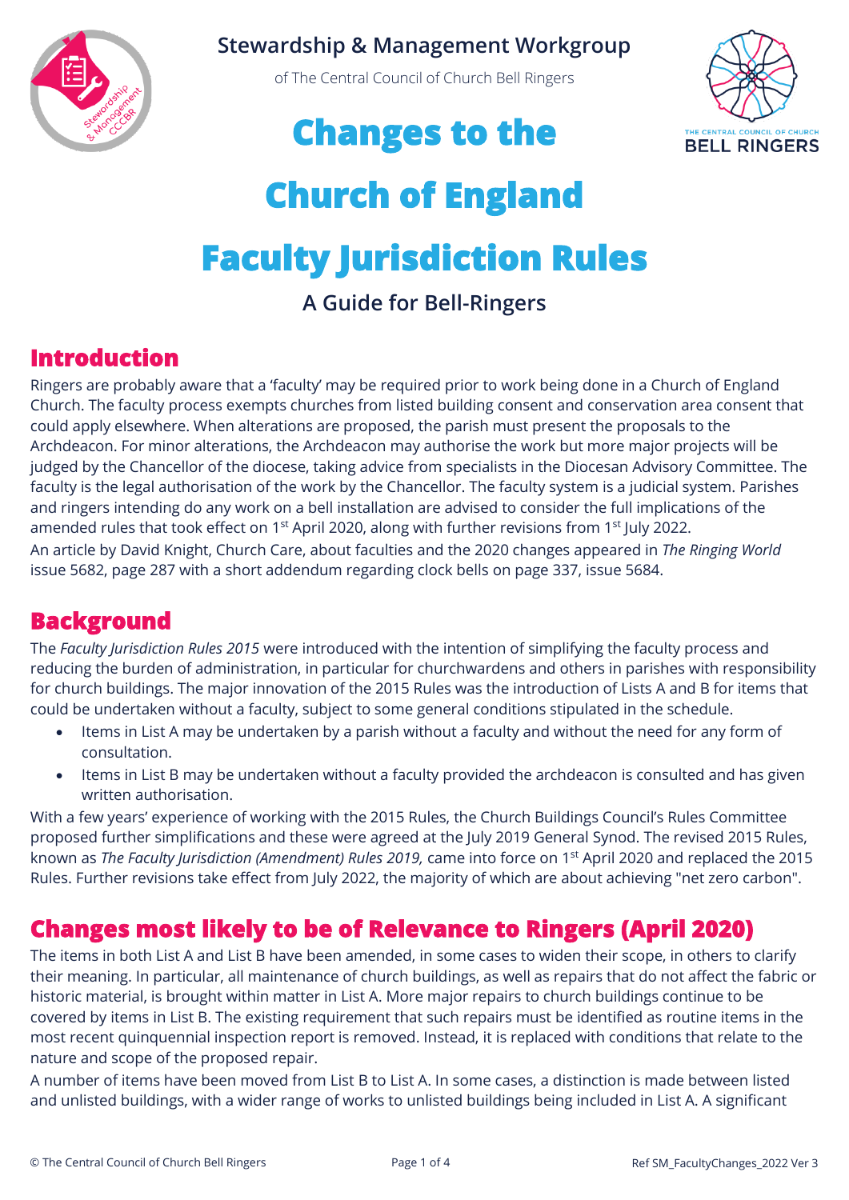Stewardship & Management Workgroup

of The Central Council of Church Bell Ringers

# Changes to the Church of England Faculty Jurisdiction Rules

### A Guide for Bell-Ringers

## Introduction

Ringers are probably aware that a 'faculty' may be required prior to work being done in a Church of England Church. The faculty process exempts churches from listed building consent and conservation area consent that could apply elsewhere. When alterations are proposed, the parish must present the proposals to the Archdeacon. For minor alterations, the Archdeacon may authorise the work but more major projects will be judged by the Chancellor of the diocese, taking advice from specialists in the Diocesan Advisory Committee. The faculty is the legal authorisation of the work by the Chancellor. The faculty system is a judicial system. Parishes and ringers intending do any work on a bell installation are advised to consider the full implications of the amended rules that took effect on 1st April 2020, along with further revisions from 1st July 2022.

An article by David Knight, Church Care, about faculties and the 2020 changes appeared in *The Ringing World* issue 5682, page 287 with a short addendum regarding clock bells on page 337, issue 5684.

## Background

The *Faculty Jurisdiction Rules 2015* were introduced with the intention of simplifying the faculty process and reducing the burden of administration, in particular for churchwardens and others in parishes with responsibility for church buildings. The major innovation of the 2015 Rules was the introduction of Lists A and B for items that could be undertaken without a faculty, subject to some general conditions stipulated in the schedule.

- Items in List A may be undertaken by a parish without a faculty and without the need for any form of consultation.
- Items in List B may be undertaken without a faculty provided the archdeacon is consulted and has given written authorisation.

With a few years' experience of working with the 2015 Rules, the Church Buildings Council's Rules Committee proposed further simplifications and these were agreed at the July 2019 General Synod. The revised 2015 Rules, known as *The Faculty Jurisdiction (Amendment) Rules 2019,* came into force on 1st April 2020 and replaced the 2015 Rules. Further revisions take effect from July 2022, the majority of which are about achieving "net zero carbon".

## Changes most likely to be of Relevance to Ringers (April 2020)

The items in both List A and List B have been amended, in some cases to widen their scope, in others to clarify their meaning. In particular, all maintenance of church buildings, as well as repairs that do not affect the fabric or historic material, is brought within matter in List A. More major repairs to church buildings continue to be covered by items in List B. The existing requirement that such repairs must be identified as routine items in the most recent quinquennial inspection report is removed. Instead, it is replaced with conditions that relate to the nature and scope of the proposed repair.

A number of items have been moved from List B to List A. In some cases, a distinction is made between listed and unlisted buildings, with a wider range of works to unlisted buildings being included in List A. A significant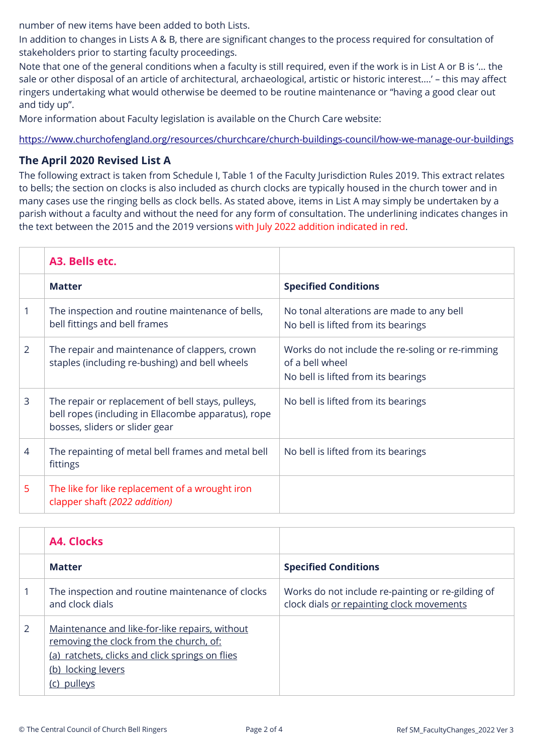number of new items have been added to both Lists.

In addition to changes in Lists A & B, there are significant changes to the process required for consultation of stakeholders prior to starting faculty proceedings.

Note that one of the general conditions when a faculty is still required, even if the work is in List A or B is '… the sale or other disposal of an article of architectural, archaeological, artistic or historic interest….' – this may affect ringers undertaking what would otherwise be deemed to be routine maintenance or "having a good clear out and tidy up".

More information about Faculty legislation is available on the Church Care website:

https://www.churchofengland.org/resources/churchcare/church-buildings-council/how-we-manage-our-buildings

## The April 2020 Revised List A

The following extract is taken from Schedule I, Table 1 of the Faculty Jurisdiction Rules 2019. This extract relates to bells; the section on clocks is also included as church clocks are typically housed in the church tower and in many cases use the ringing bells as clock bells. As stated above, items in List A may simply be undertaken by a parish without a faculty and without the need for any form of consultation. The underlining indicates changes in the text between the 2015 and the 2019 versions with July 2022 addition indicated in red.

| | **A3. Bells etc.** | |
|---|---|---|
| | **Matter** | **Specified Conditions** |
| 1 | The inspection and routine maintenance of bells, bell fittings and bell frames | No tonal alterations are made to any bell<br>No bell is lifted from its bearings |
| 2 | The repair and maintenance of clappers, crown staples (including re-bushing) and bell wheels | Works do not include the re-soling or re-rimming of a bell wheel<br>No bell is lifted from its bearings |
| 3 | The repair or replacement of bell stays, pulleys, bell ropes (including in Ellacombe apparatus), rope bosses, sliders or slider gear | No bell is lifted from its bearings |
| 4 | The repainting of metal bell frames and metal bell fittings | No bell is lifted from its bearings |
| 5 | The like for like replacement of a wrought iron clapper shaft *(2022 addition)* | |

| | **A4. Clocks** | |
|---|---|---|
| | **Matter** | **Specified Conditions** |
| 1 | The inspection and routine maintenance of clocks and clock dials | Works do not include re-painting or re-gilding of clock dials <u>or repainting clock movements</u> |
| 2 | <u>Maintenance and like-for-like repairs, without removing the clock from the church, of:</u><br><u>(a) ratchets, clicks and click springs on flies</u><br><u>(b) locking levers</u><br><u>(c) pulleys</u> | |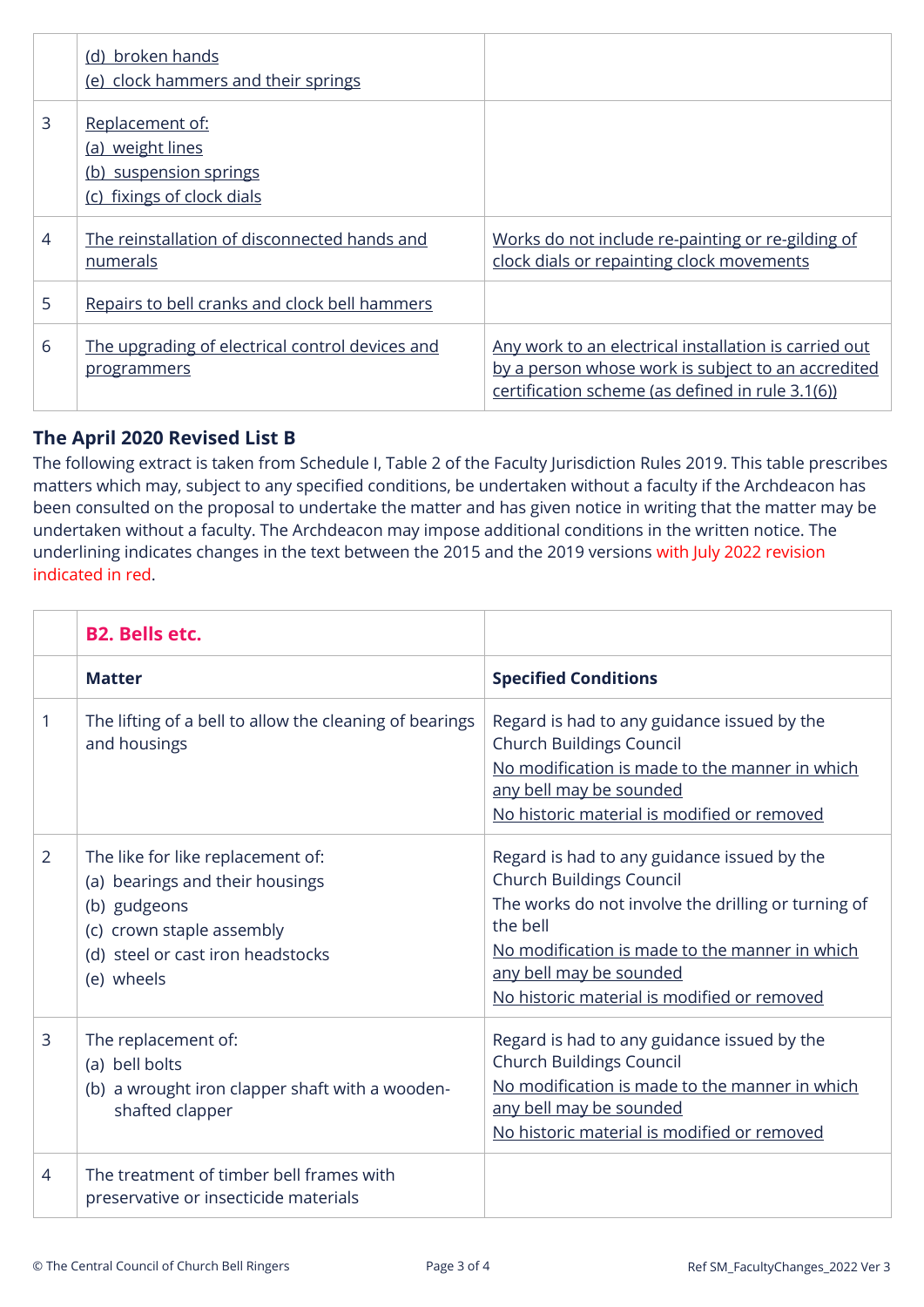|  | Matter | Specified Conditions |
|---|---|---|
|  | (d) broken hands<br>(e) clock hammers and their springs |  |
| 3 | Replacement of:<br>(a) weight lines<br>(b) suspension springs<br>(c) fixings of clock dials |  |
| 4 | The reinstallation of disconnected hands and numerals | Works do not include re-painting or re-gilding of clock dials or repainting clock movements |
| 5 | Repairs to bell cranks and clock bell hammers |  |
| 6 | The upgrading of electrical control devices and programmers | Any work to an electrical installation is carried out by a person whose work is subject to an accredited certification scheme (as defined in rule 3.1(6)) |

### The April 2020 Revised List B

The following extract is taken from Schedule I, Table 2 of the Faculty Jurisdiction Rules 2019. This table prescribes matters which may, subject to any specified conditions, be undertaken without a faculty if the Archdeacon has been consulted on the proposal to undertake the matter and has given notice in writing that the matter may be undertaken without a faculty. The Archdeacon may impose additional conditions in the written notice. The underlining indicates changes in the text between the 2015 and the 2019 versions with July 2022 revision indicated in red.

|  | **B2. Bells etc.** |  |
|---|---|---|
|  | **Matter** | **Specified Conditions** |
| 1 | The lifting of a bell to allow the cleaning of bearings and housings | Regard is had to any guidance issued by the Church Buildings Council<br>No modification is made to the manner in which any bell may be sounded<br>No historic material is modified or removed |
| 2 | The like for like replacement of:<br>(a) bearings and their housings<br>(b) gudgeons<br>(c) crown staple assembly<br>(d) steel or cast iron headstocks<br>(e) wheels | Regard is had to any guidance issued by the Church Buildings Council<br>The works do not involve the drilling or turning of the bell<br>No modification is made to the manner in which any bell may be sounded<br>No historic material is modified or removed |
| 3 | The replacement of:<br>(a) bell bolts<br>(b) a wrought iron clapper shaft with a wooden-shafted clapper | Regard is had to any guidance issued by the Church Buildings Council<br>No modification is made to the manner in which any bell may be sounded<br>No historic material is modified or removed |
| 4 | The treatment of timber bell frames with preservative or insecticide materials |  |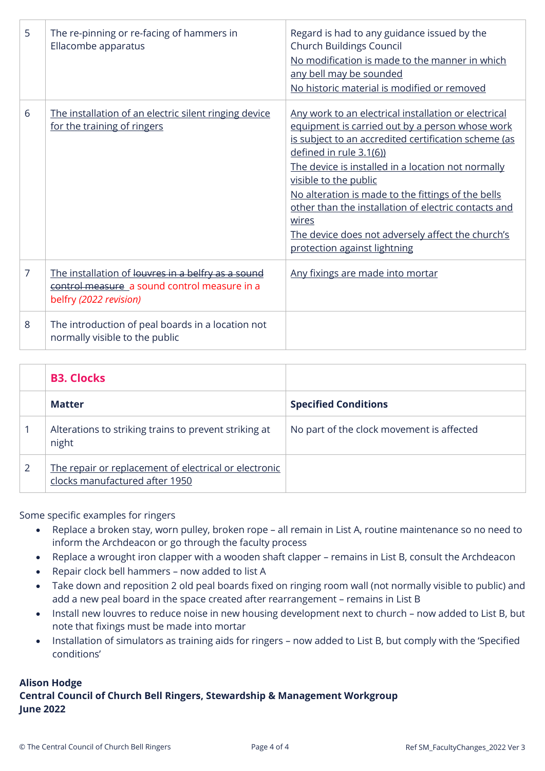| | | |
|---|---|---|
| 5 | The re-pinning or re-facing of hammers in Ellacombe apparatus | Regard is had to any guidance issued by the Church Buildings Council<br>No modification is made to the manner in which any bell may be sounded<br>No historic material is modified or removed |
| 6 | The installation of an electric silent ringing device for the training of ringers | Any work to an electrical installation or electrical equipment is carried out by a person whose work is subject to an accredited certification scheme (as defined in rule 3.1(6))<br>The device is installed in a location not normally visible to the public<br>No alteration is made to the fittings of the bells other than the installation of electric contacts and wires<br>The device does not adversely affect the church's protection against lightning |
| 7 | The installation of ~~louvres in a belfry as a sound control measure~~ a sound control measure in a belfry *(2022 revision)* | Any fixings are made into mortar |
| 8 | The introduction of peal boards in a location not normally visible to the public | |

| | **B3. Clocks** | |
|---|---|---|
| | **Matter** | **Specified Conditions** |
| 1 | Alterations to striking trains to prevent striking at night | No part of the clock movement is affected |
| 2 | The repair or replacement of electrical or electronic clocks manufactured after 1950 | |

Some specific examples for ringers

- Replace a broken stay, worn pulley, broken rope – all remain in List A, routine maintenance so no need to inform the Archdeacon or go through the faculty process
- Replace a wrought iron clapper with a wooden shaft clapper – remains in List B, consult the Archdeacon
- Repair clock bell hammers – now added to list A
- Take down and reposition 2 old peal boards fixed on ringing room wall (not normally visible to public) and add a new peal board in the space created after rearrangement – remains in List B
- Install new louvres to reduce noise in new housing development next to church – now added to List B, but note that fixings must be made into mortar
- Installation of simulators as training aids for ringers – now added to List B, but comply with the 'Specified conditions'

**Alison Hodge**
**Central Council of Church Bell Ringers, Stewardship & Management Workgroup**
**June 2022**